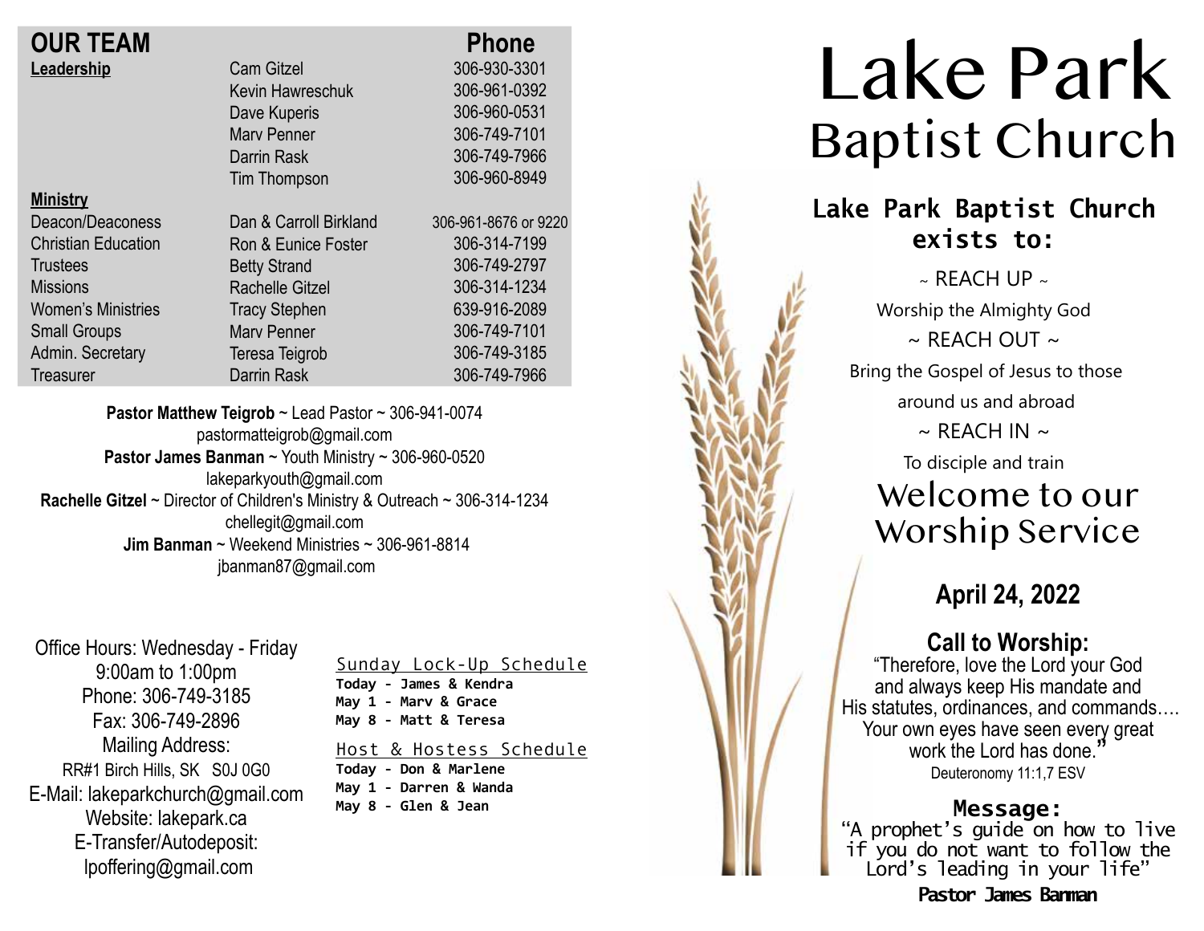## OUR TEAM

| | | Phone |
|---|---|---|
| **Leadership** | Cam Gitzel | 306-930-3301 |
| | Kevin Hawreschuk | 306-961-0392 |
| | Dave Kuperis | 306-960-0531 |
| | Marv Penner | 306-749-7101 |
| | Darrin Rask | 306-749-7966 |
| | Tim Thompson | 306-960-8949 |
| **Ministry** | | |
| Deacon/Deaconess | Dan & Carroll Birkland | 306-961-8676 or 9220 |
| Christian Education | Ron & Eunice Foster | 306-314-7199 |
| Trustees | Betty Strand | 306-749-2797 |
| Missions | Rachelle Gitzel | 306-314-1234 |
| Women's Ministries | Tracy Stephen | 639-916-2089 |
| Small Groups | Marv Penner | 306-749-7101 |
| Admin. Secretary | Teresa Teigrob | 306-749-3185 |
| Treasurer | Darrin Rask | 306-749-7966 |

**Pastor Matthew Teigrob** ~ Lead Pastor ~ 306-941-0074
pastormatteigrob@gmail.com
**Pastor James Banman** ~ Youth Ministry ~ 306-960-0520
lakeparkyouth@gmail.com
**Rachelle Gitzel** ~ Director of Children's Ministry & Outreach ~ 306-314-1234
chellegit@gmail.com
**Jim Banman** ~ Weekend Ministries ~ 306-961-8814
jbanman87@gmail.com

Office Hours: Wednesday - Friday
9:00am to 1:00pm
Phone: 306-749-3185
Fax: 306-749-2896
Mailing Address:
RR#1 Birch Hills, SK S0J 0G0
E-Mail: lakeparkchurch@gmail.com
Website: lakepark.ca
E-Transfer/Autodeposit:
lpoffering@gmail.com

Sunday Lock-Up Schedule
**Today - James & Kendra**
**May 1 - Marv & Grace**
**May 8 - Matt & Teresa**

Host & Hostess Schedule
**Today - Don & Marlene**
**May 1 - Darren & Wanda**
**May 8 - Glen & Jean**

# Lake Park Baptist Church

**Lake Park Baptist Church exists to:**

~ REACH UP ~
Worship the Almighty God
~ REACH OUT ~
Bring the Gospel of Jesus to those around us and abroad
~ REACH IN ~
To disciple and train

## Welcome to our Worship Service

**April 24, 2022**

**Call to Worship:**
"Therefore, love the Lord your God and always keep His mandate and His statutes, ordinances, and commands…. Your own eyes have seen every great work the Lord has done."
Deuteronomy 11:1,7 ESV

**Message:**
"A prophet's guide on how to live if you do not want to follow the Lord's leading in your life"
**Pastor James Banman**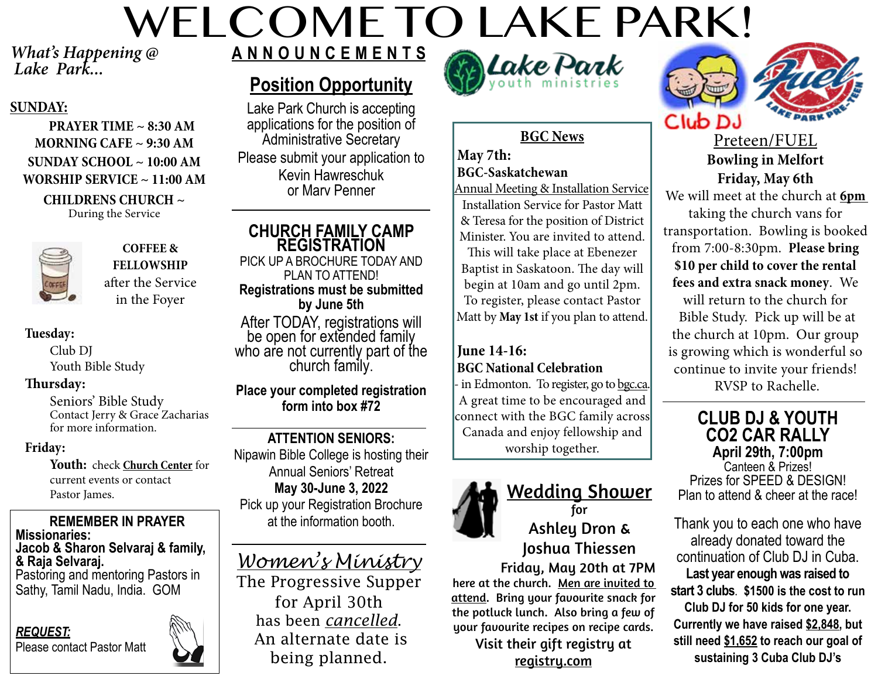# WELCOME TO LAKE PARK!

*What's Happening @ Lake Park...*

**SUNDAY:**

**PRAYER TIME ~ 8:30 AM**
**MORNING CAFE ~ 9:30 AM**
**SUNDAY SCHOOL ~ 10:00 AM**
**WORSHIP SERVICE ~ 11:00 AM**
**CHILDRENS CHURCH ~**
During the Service

**COFFEE & FELLOWSHIP**
after the Service in the Foyer

**Tuesday:**
Club DJ
Youth Bible Study

**Thursday:**
Seniors' Bible Study
Contact Jerry & Grace Zacharias for more information.

**Friday:**
**Youth:** check **Church Center** for current events or contact Pastor James.

**REMEMBER IN PRAYER**
**Missionaries:**
**Jacob & Sharon Selvaraj & family, & Raja Selvaraj.**
Pastoring and mentoring Pastors in Sathy, Tamil Nadu, India. GOM

***REQUEST:***
Please contact Pastor Matt

## ANNOUNCEMENTS

### Position Opportunity

Lake Park Church is accepting applications for the position of Administrative Secretary
Please submit your application to Kevin Hawreschuk or Marv Penner

### CHURCH FAMILY CAMP REGISTRATION

PICK UP A BROCHURE TODAY AND PLAN TO ATTEND!
**Registrations must be submitted by June 5th**
After TODAY, registrations will be open for extended family who are not currently part of the church family.

**Place your completed registration form into box #72**

### ATTENTION SENIORS:

Nipawin Bible College is hosting their Annual Seniors' Retreat
**May 30-June 3, 2022**
Pick up your Registration Brochure at the information booth.

### *Women's Ministry*

The Progressive Supper for April 30th has been *cancelled*. An alternate date is being planned.

Lake Park youth ministries

### BGC News

**May 7th:**
**BGC-Saskatchewan**
Annual Meeting & Installation Service
Installation Service for Pastor Matt & Teresa for the position of District Minister. You are invited to attend. This will take place at Ebenezer Baptist in Saskatoon. The day will begin at 10am and go until 2pm. To register, please contact Pastor Matt by **May 1st** if you plan to attend.

**June 14-16:**
**BGC National Celebration**
- in Edmonton. To register, go to bgc.ca. A great time to be encouraged and connect with the BGC family across Canada and enjoy fellowship and worship together.

### Wedding Shower

for
**Ashley Dron & Joshua Thiessen**
**Friday, May 20th at 7PM**
here at the church. Men are invited to attend. Bring your favourite snack for the potluck lunch. Also bring a few of your favourite recipes on recipe cards.
Visit their gift registry at **registry.com**

Club DJ — Fuel Lake Park Pre-Teen

### Preteen/FUEL

**Bowling in Melfort**
**Friday, May 6th**
We will meet at the church at **6pm** taking the church vans for transportation. Bowling is booked from 7:00-8:30pm. **Please bring $10 per child to cover the rental fees and extra snack money**. We will return to the church for Bible Study. Pick up will be at the church at 10pm. Our group is growing which is wonderful so continue to invite your friends! RVSP to Rachelle.

### CLUB DJ & YOUTH CO2 CAR RALLY

**April 29th, 7:00pm**
Canteen & Prizes!
Prizes for SPEED & DESIGN!
Plan to attend & cheer at the race!

Thank you to each one who have already donated toward the continuation of Club DJ in Cuba. **Last year enough was raised to start 3 clubs. $1500 is the cost to run Club DJ for 50 kids for one year. Currently we have raised $2,848, but still need $1,652 to reach our goal of sustaining 3 Cuba Club DJ's**